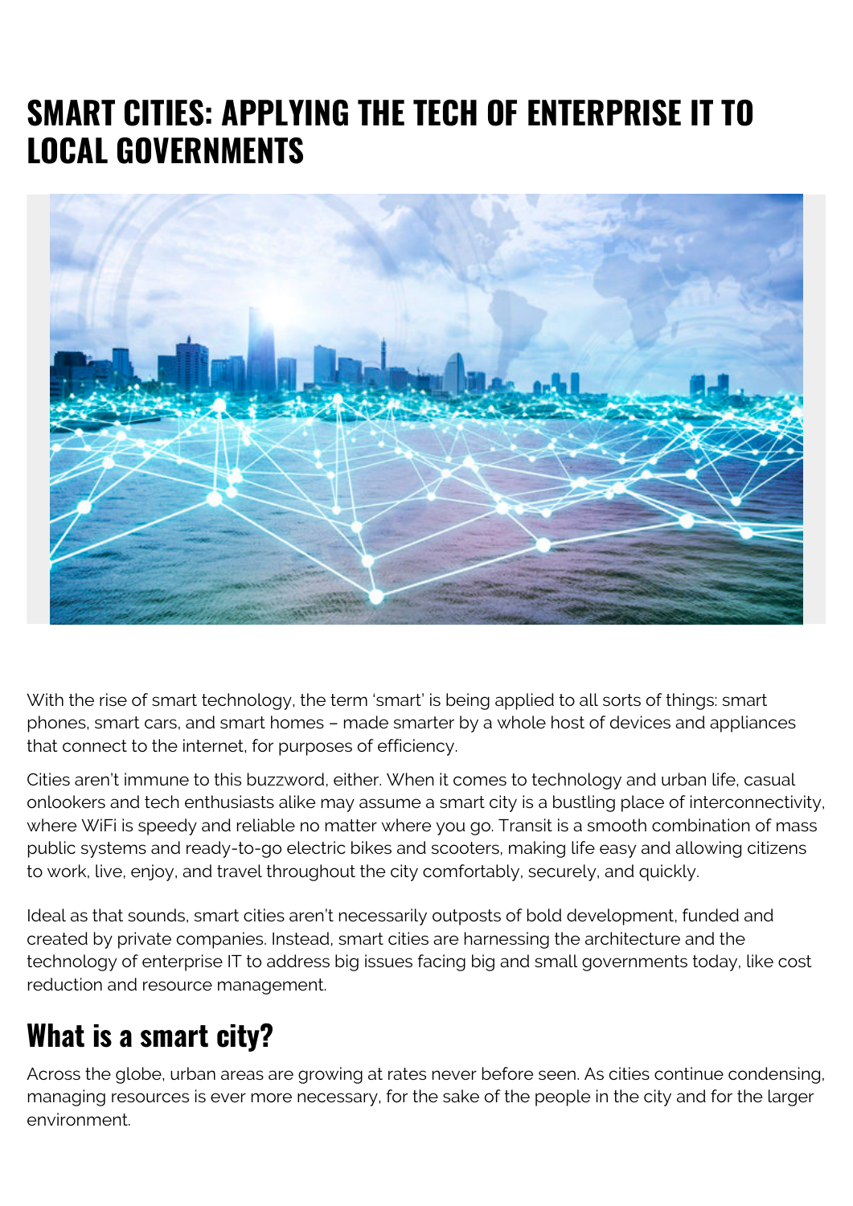# SMART CITIES: APPLYING THE TECH OF ENTERPRISE IT TO LOCAL GOVERNMENTS

With the rise of smart technology, the term 'smart' is being applied to all sorts of things: smart phones, smart cars, and smart homes – made smarter by a whole host of devices and appliances that connect to the internet, for purposes of efficiency.

Cities aren't immune to this buzzword, either. When it comes to technology and urban life, casual onlookers and tech enthusiasts alike may assume a smart city is a bustling place of interconnectivity, where WiFi is speedy and reliable no matter where you go. Transit is a smooth combination of mass public systems and ready-to-go electric bikes and scooters, making life easy and allowing citizens to work, live, enjoy, and travel throughout the city comfortably, securely, and quickly.

Ideal as that sounds, smart cities aren't necessarily outposts of bold development, funded and created by private companies. Instead, smart cities are harnessing the architecture and the technology of enterprise IT to address big issues facing big and small governments today, like cost reduction and resource management.

## What is a smart city?

Across the globe, urban areas are growing at rates never before seen. As cities continue condensing, managing resources is ever more necessary, for the sake of the people in the city and for the larger environment.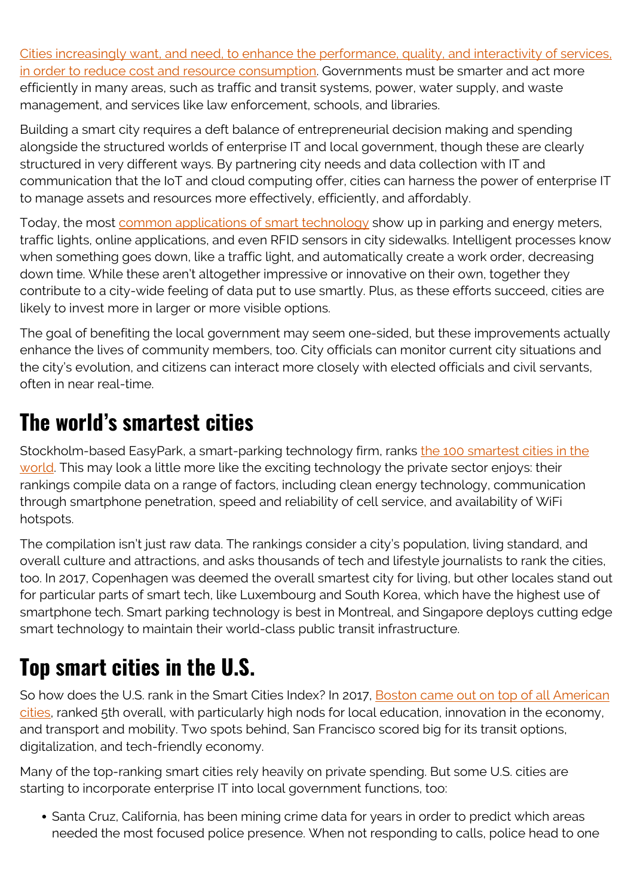Cities increasingly want, and need, to enhance the performance, quality, and interactivity of services, in order to reduce cost and resource consumption. Governments must be smarter and act more efficiently in many areas, such as traffic and transit systems, power, water supply, and waste management, and services like law enforcement, schools, and libraries.

Building a smart city requires a deft balance of entrepreneurial decision making and spending alongside the structured worlds of enterprise IT and local government, though these are clearly structured in very different ways. By partnering city needs and data collection with IT and communication that the IoT and cloud computing offer, cities can harness the power of enterprise IT to manage assets and resources more effectively, efficiently, and affordably.

Today, the most common applications of smart technology show up in parking and energy meters, traffic lights, online applications, and even RFID sensors in city sidewalks. Intelligent processes know when something goes down, like a traffic light, and automatically create a work order, decreasing down time. While these aren't altogether impressive or innovative on their own, together they contribute to a city-wide feeling of data put to use smartly. Plus, as these efforts succeed, cities are likely to invest more in larger or more visible options.

The goal of benefiting the local government may seem one-sided, but these improvements actually enhance the lives of community members, too. City officials can monitor current city situations and the city's evolution, and citizens can interact more closely with elected officials and civil servants, often in near real-time.

## The world's smartest cities

Stockholm-based EasyPark, a smart-parking technology firm, ranks the 100 smartest cities in the world. This may look a little more like the exciting technology the private sector enjoys: their rankings compile data on a range of factors, including clean energy technology, communication through smartphone penetration, speed and reliability of cell service, and availability of WiFi hotspots.

The compilation isn't just raw data. The rankings consider a city's population, living standard, and overall culture and attractions, and asks thousands of tech and lifestyle journalists to rank the cities, too. In 2017, Copenhagen was deemed the overall smartest city for living, but other locales stand out for particular parts of smart tech, like Luxembourg and South Korea, which have the highest use of smartphone tech. Smart parking technology is best in Montreal, and Singapore deploys cutting edge smart technology to maintain their world-class public transit infrastructure.

## Top smart cities in the U.S.

So how does the U.S. rank in the Smart Cities Index? In 2017, Boston came out on top of all American cities, ranked 5th overall, with particularly high nods for local education, innovation in the economy, and transport and mobility. Two spots behind, San Francisco scored big for its transit options, digitalization, and tech-friendly economy.

Many of the top-ranking smart cities rely heavily on private spending. But some U.S. cities are starting to incorporate enterprise IT into local government functions, too:

- Santa Cruz, California, has been mining crime data for years in order to predict which areas needed the most focused police presence. When not responding to calls, police head to one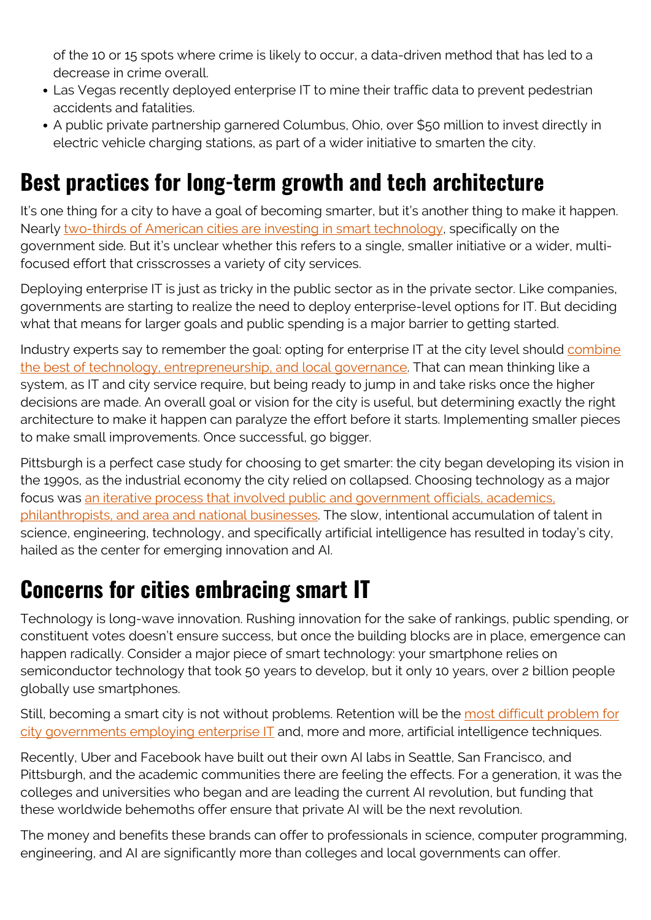of the 10 or 15 spots where crime is likely to occur, a data-driven method that has led to a decrease in crime overall.

- Las Vegas recently deployed enterprise IT to mine their traffic data to prevent pedestrian accidents and fatalities.
- A public private partnership garnered Columbus, Ohio, over $50 million to invest directly in electric vehicle charging stations, as part of a wider initiative to smarten the city.

## Best practices for long-term growth and tech architecture

It's one thing for a city to have a goal of becoming smarter, but it's another thing to make it happen. Nearly two-thirds of American cities are investing in smart technology, specifically on the government side. But it's unclear whether this refers to a single, smaller initiative or a wider, multi-focused effort that crisscrosses a variety of city services.

Deploying enterprise IT is just as tricky in the public sector as in the private sector. Like companies, governments are starting to realize the need to deploy enterprise-level options for IT. But deciding what that means for larger goals and public spending is a major barrier to getting started.

Industry experts say to remember the goal: opting for enterprise IT at the city level should combine the best of technology, entrepreneurship, and local governance. That can mean thinking like a system, as IT and city service require, but being ready to jump in and take risks once the higher decisions are made. An overall goal or vision for the city is useful, but determining exactly the right architecture to make it happen can paralyze the effort before it starts. Implementing smaller pieces to make small improvements. Once successful, go bigger.

Pittsburgh is a perfect case study for choosing to get smarter: the city began developing its vision in the 1990s, as the industrial economy the city relied on collapsed. Choosing technology as a major focus was an iterative process that involved public and government officials, academics, philanthropists, and area and national businesses. The slow, intentional accumulation of talent in science, engineering, technology, and specifically artificial intelligence has resulted in today's city, hailed as the center for emerging innovation and AI.

## Concerns for cities embracing smart IT

Technology is long-wave innovation. Rushing innovation for the sake of rankings, public spending, or constituent votes doesn't ensure success, but once the building blocks are in place, emergence can happen radically. Consider a major piece of smart technology: your smartphone relies on semiconductor technology that took 50 years to develop, but it only 10 years, over 2 billion people globally use smartphones.

Still, becoming a smart city is not without problems. Retention will be the most difficult problem for city governments employing enterprise IT and, more and more, artificial intelligence techniques.

Recently, Uber and Facebook have built out their own AI labs in Seattle, San Francisco, and Pittsburgh, and the academic communities there are feeling the effects. For a generation, it was the colleges and universities who began and are leading the current AI revolution, but funding that these worldwide behemoths offer ensure that private AI will be the next revolution.

The money and benefits these brands can offer to professionals in science, computer programming, engineering, and AI are significantly more than colleges and local governments can offer.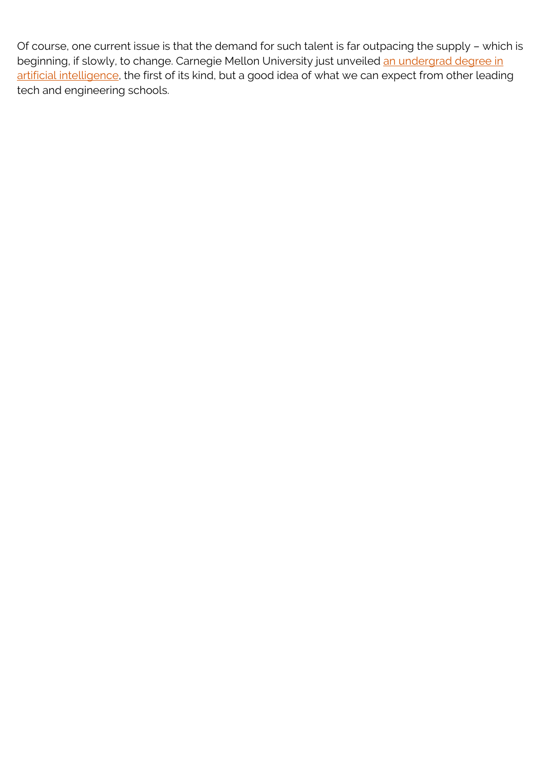Of course, one current issue is that the demand for such talent is far outpacing the supply – which is beginning, if slowly, to change. Carnegie Mellon University just unveiled an undergrad degree in artificial intelligence, the first of its kind, but a good idea of what we can expect from other leading tech and engineering schools.